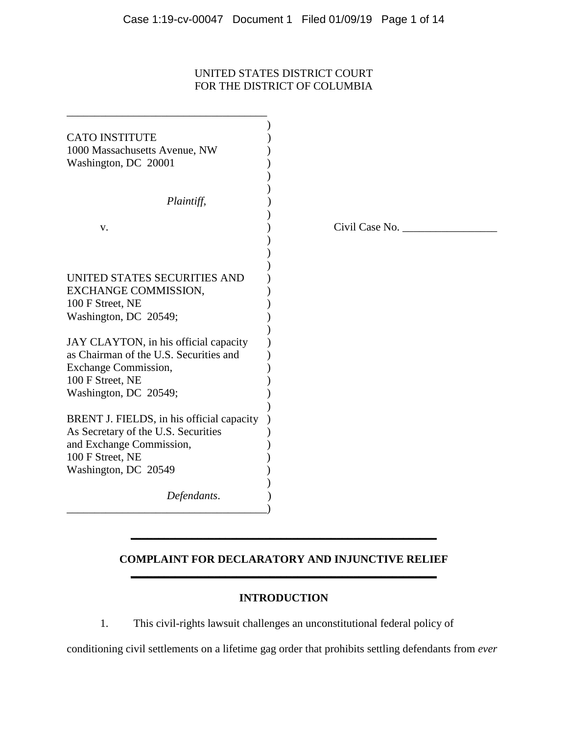UNITED STATES DISTRICT COURT
FOR THE DISTRICT OF COLUMBIA

CATO INSTITUTE
1000 Massachusetts Avenue, NW
Washington, DC 20001

*Plaintiff,*

v.

UNITED STATES SECURITIES AND EXCHANGE COMMISSION,
100 F Street, NE
Washington, DC 20549;

JAY CLAYTON, in his official capacity as Chairman of the U.S. Securities and Exchange Commission,
100 F Street, NE
Washington, DC 20549;

BRENT J. FIELDS, in his official capacity As Secretary of the U.S. Securities and Exchange Commission,
100 F Street, NE
Washington, DC 20549

*Defendants*.

Civil Case No. _________________

## COMPLAINT FOR DECLARATORY AND INJUNCTIVE RELIEF

### INTRODUCTION

1. This civil-rights lawsuit challenges an unconstitutional federal policy of conditioning civil settlements on a lifetime gag order that prohibits settling defendants from *ever*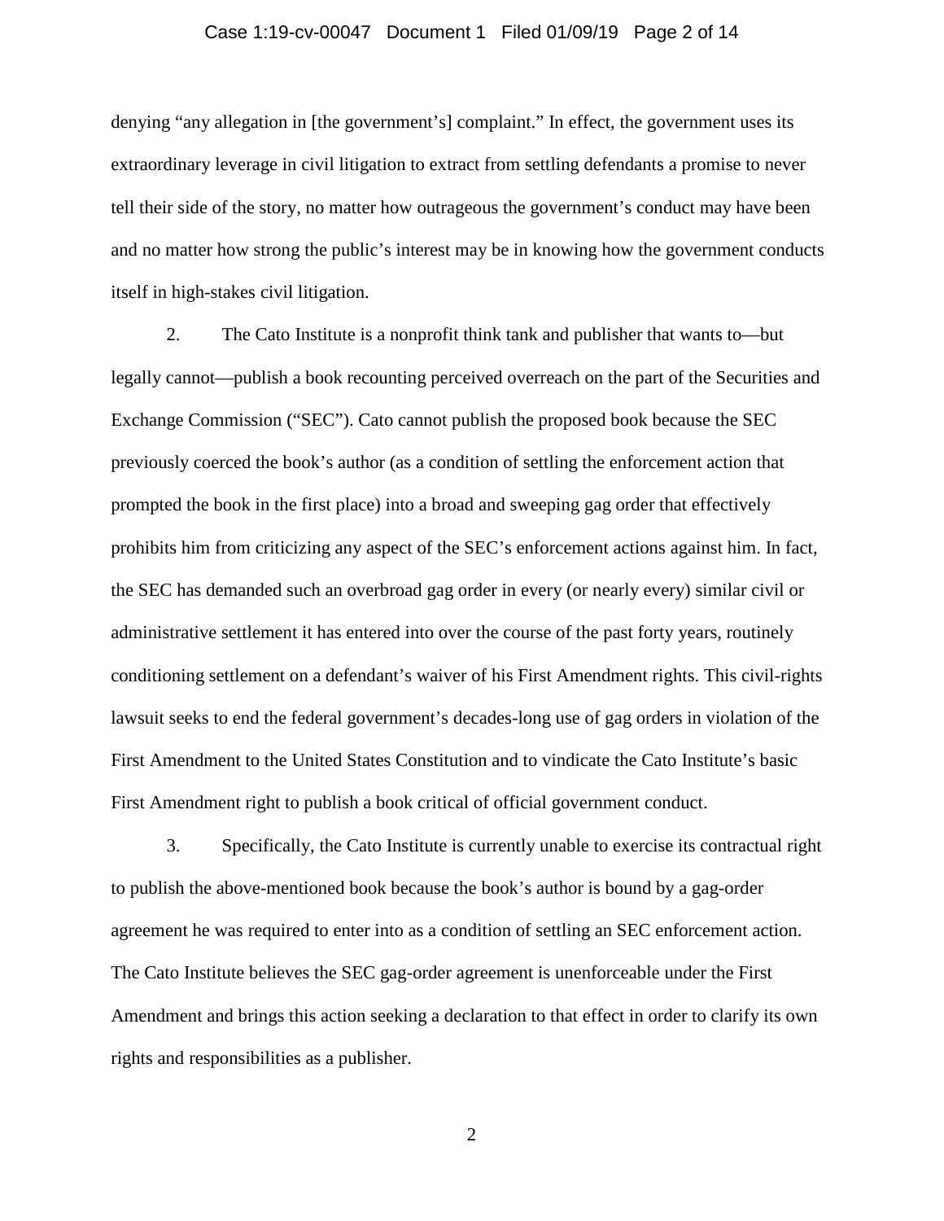denying "any allegation in [the government's] complaint." In effect, the government uses its extraordinary leverage in civil litigation to extract from settling defendants a promise to never tell their side of the story, no matter how outrageous the government's conduct may have been and no matter how strong the public's interest may be in knowing how the government conducts itself in high-stakes civil litigation.

2. The Cato Institute is a nonprofit think tank and publisher that wants to—but legally cannot—publish a book recounting perceived overreach on the part of the Securities and Exchange Commission ("SEC"). Cato cannot publish the proposed book because the SEC previously coerced the book's author (as a condition of settling the enforcement action that prompted the book in the first place) into a broad and sweeping gag order that effectively prohibits him from criticizing any aspect of the SEC's enforcement actions against him. In fact, the SEC has demanded such an overbroad gag order in every (or nearly every) similar civil or administrative settlement it has entered into over the course of the past forty years, routinely conditioning settlement on a defendant's waiver of his First Amendment rights. This civil-rights lawsuit seeks to end the federal government's decades-long use of gag orders in violation of the First Amendment to the United States Constitution and to vindicate the Cato Institute's basic First Amendment right to publish a book critical of official government conduct.

3. Specifically, the Cato Institute is currently unable to exercise its contractual right to publish the above-mentioned book because the book's author is bound by a gag-order agreement he was required to enter into as a condition of settling an SEC enforcement action. The Cato Institute believes the SEC gag-order agreement is unenforceable under the First Amendment and brings this action seeking a declaration to that effect in order to clarify its own rights and responsibilities as a publisher.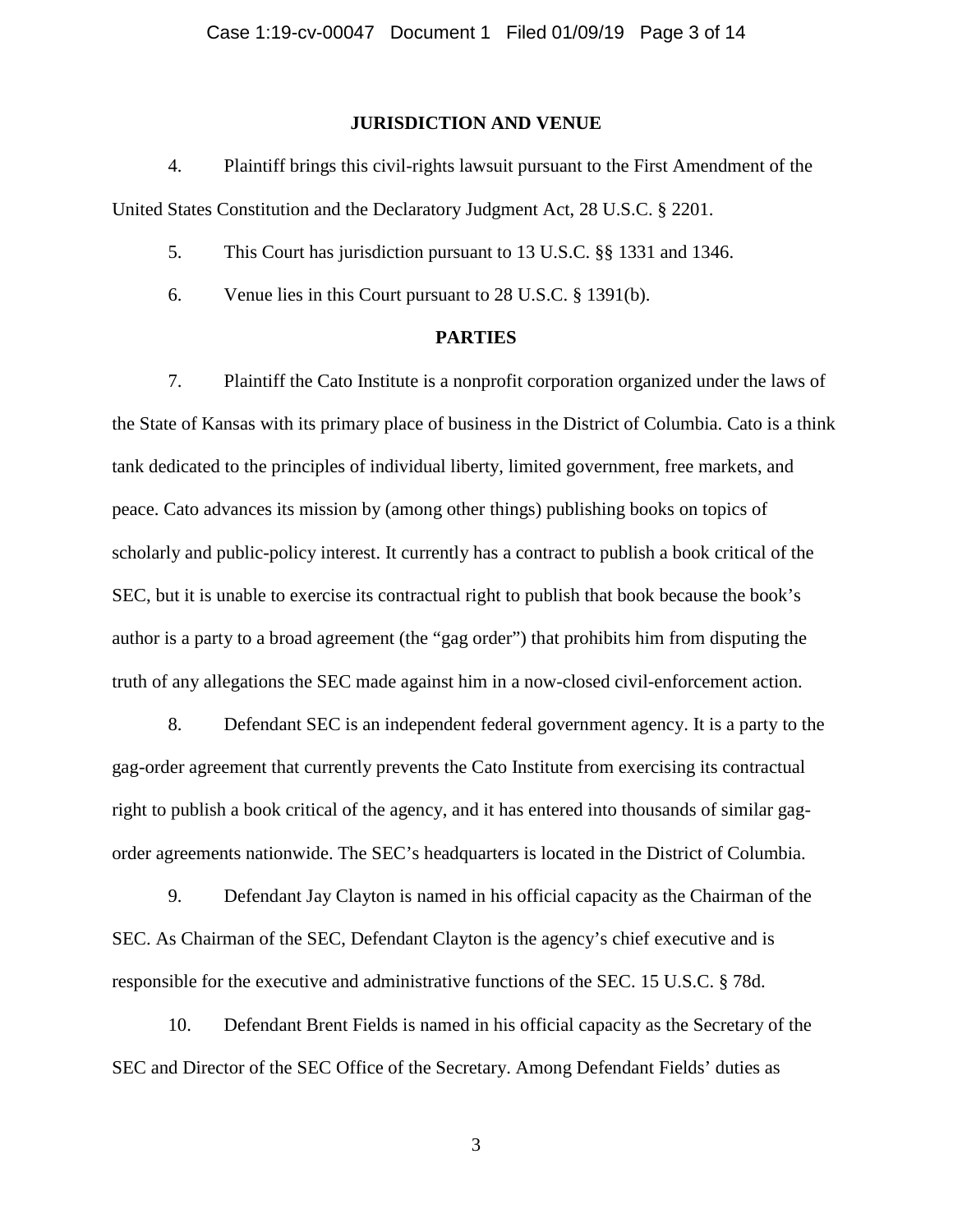## JURISDICTION AND VENUE

4. Plaintiff brings this civil-rights lawsuit pursuant to the First Amendment of the United States Constitution and the Declaratory Judgment Act, 28 U.S.C. § 2201.

5. This Court has jurisdiction pursuant to 13 U.S.C. §§ 1331 and 1346.

6. Venue lies in this Court pursuant to 28 U.S.C. § 1391(b).

## PARTIES

7. Plaintiff the Cato Institute is a nonprofit corporation organized under the laws of the State of Kansas with its primary place of business in the District of Columbia. Cato is a think tank dedicated to the principles of individual liberty, limited government, free markets, and peace. Cato advances its mission by (among other things) publishing books on topics of scholarly and public-policy interest. It currently has a contract to publish a book critical of the SEC, but it is unable to exercise its contractual right to publish that book because the book's author is a party to a broad agreement (the "gag order") that prohibits him from disputing the truth of any allegations the SEC made against him in a now-closed civil-enforcement action.

8. Defendant SEC is an independent federal government agency. It is a party to the gag-order agreement that currently prevents the Cato Institute from exercising its contractual right to publish a book critical of the agency, and it has entered into thousands of similar gag-order agreements nationwide. The SEC's headquarters is located in the District of Columbia.

9. Defendant Jay Clayton is named in his official capacity as the Chairman of the SEC. As Chairman of the SEC, Defendant Clayton is the agency's chief executive and is responsible for the executive and administrative functions of the SEC. 15 U.S.C. § 78d.

10. Defendant Brent Fields is named in his official capacity as the Secretary of the SEC and Director of the SEC Office of the Secretary. Among Defendant Fields' duties as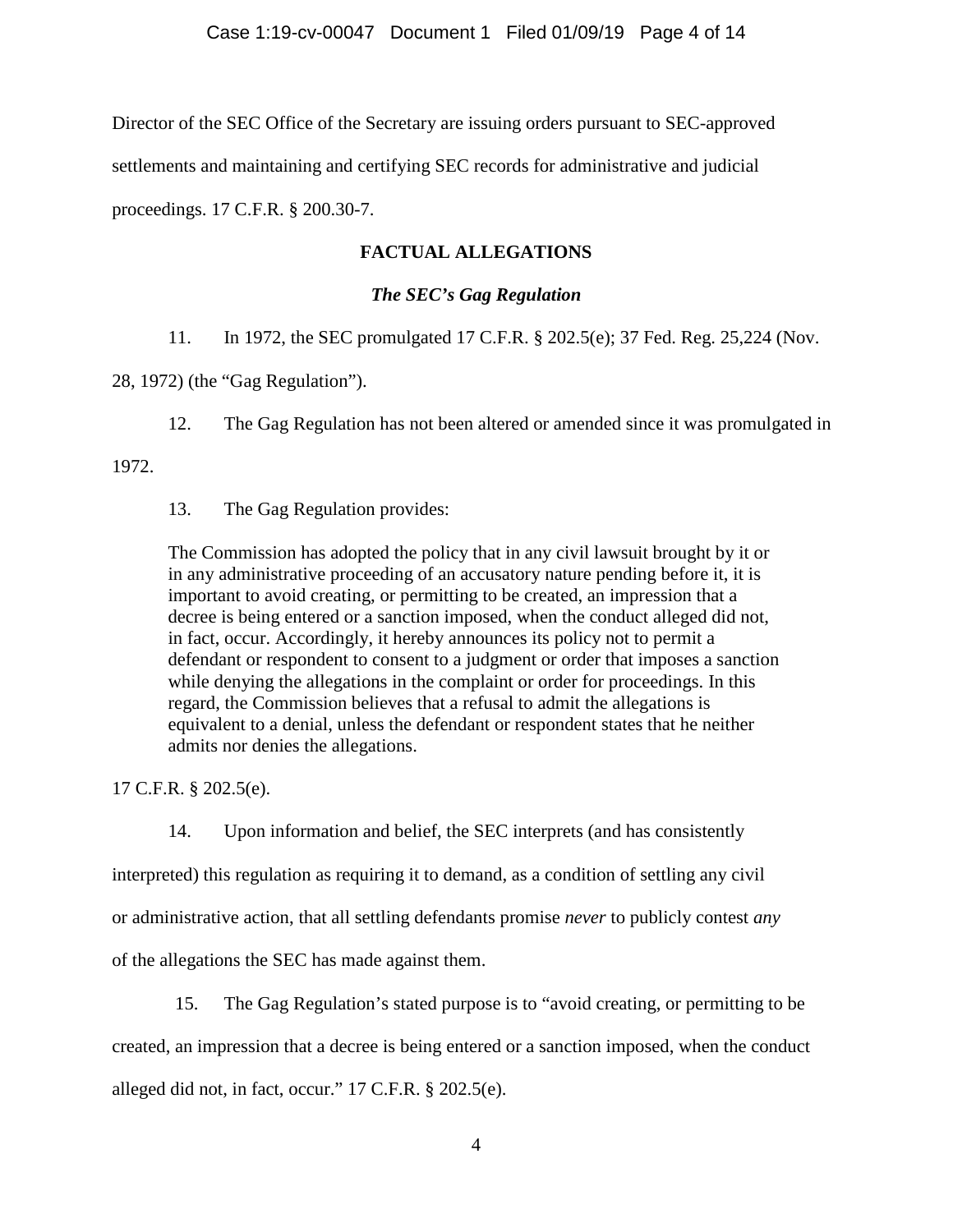Director of the SEC Office of the Secretary are issuing orders pursuant to SEC-approved settlements and maintaining and certifying SEC records for administrative and judicial proceedings. 17 C.F.R. § 200.30-7.

## FACTUAL ALLEGATIONS

### *The SEC's Gag Regulation*

11. In 1972, the SEC promulgated 17 C.F.R. § 202.5(e); 37 Fed. Reg. 25,224 (Nov. 28, 1972) (the "Gag Regulation").

12. The Gag Regulation has not been altered or amended since it was promulgated in 1972.

13. The Gag Regulation provides:

> The Commission has adopted the policy that in any civil lawsuit brought by it or in any administrative proceeding of an accusatory nature pending before it, it is important to avoid creating, or permitting to be created, an impression that a decree is being entered or a sanction imposed, when the conduct alleged did not, in fact, occur. Accordingly, it hereby announces its policy not to permit a defendant or respondent to consent to a judgment or order that imposes a sanction while denying the allegations in the complaint or order for proceedings. In this regard, the Commission believes that a refusal to admit the allegations is equivalent to a denial, unless the defendant or respondent states that he neither admits nor denies the allegations.

17 C.F.R. § 202.5(e).

14. Upon information and belief, the SEC interprets (and has consistently interpreted) this regulation as requiring it to demand, as a condition of settling any civil or administrative action, that all settling defendants promise *never* to publicly contest *any* of the allegations the SEC has made against them.

15. The Gag Regulation's stated purpose is to "avoid creating, or permitting to be created, an impression that a decree is being entered or a sanction imposed, when the conduct alleged did not, in fact, occur." 17 C.F.R. § 202.5(e).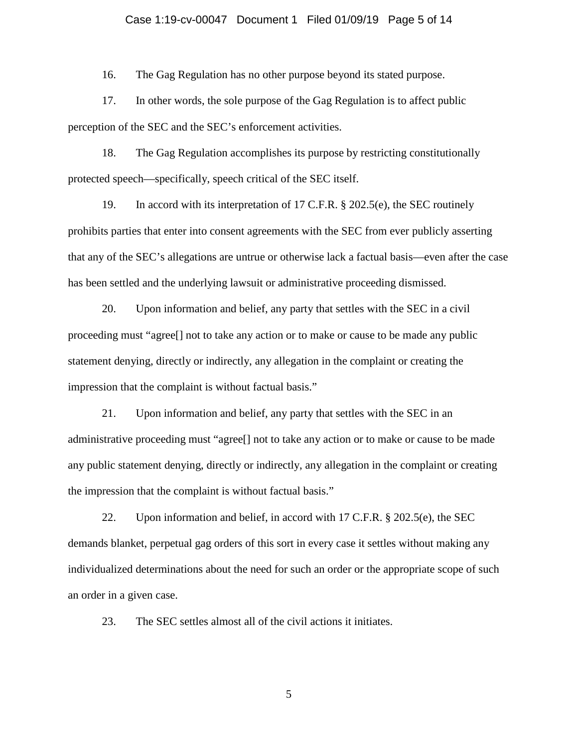16. The Gag Regulation has no other purpose beyond its stated purpose.

17. In other words, the sole purpose of the Gag Regulation is to affect public perception of the SEC and the SEC's enforcement activities.

18. The Gag Regulation accomplishes its purpose by restricting constitutionally protected speech—specifically, speech critical of the SEC itself.

19. In accord with its interpretation of 17 C.F.R. § 202.5(e), the SEC routinely prohibits parties that enter into consent agreements with the SEC from ever publicly asserting that any of the SEC's allegations are untrue or otherwise lack a factual basis—even after the case has been settled and the underlying lawsuit or administrative proceeding dismissed.

20. Upon information and belief, any party that settles with the SEC in a civil proceeding must "agree[] not to take any action or to make or cause to be made any public statement denying, directly or indirectly, any allegation in the complaint or creating the impression that the complaint is without factual basis."

21. Upon information and belief, any party that settles with the SEC in an administrative proceeding must "agree[] not to take any action or to make or cause to be made any public statement denying, directly or indirectly, any allegation in the complaint or creating the impression that the complaint is without factual basis."

22. Upon information and belief, in accord with 17 C.F.R. § 202.5(e), the SEC demands blanket, perpetual gag orders of this sort in every case it settles without making any individualized determinations about the need for such an order or the appropriate scope of such an order in a given case.

23. The SEC settles almost all of the civil actions it initiates.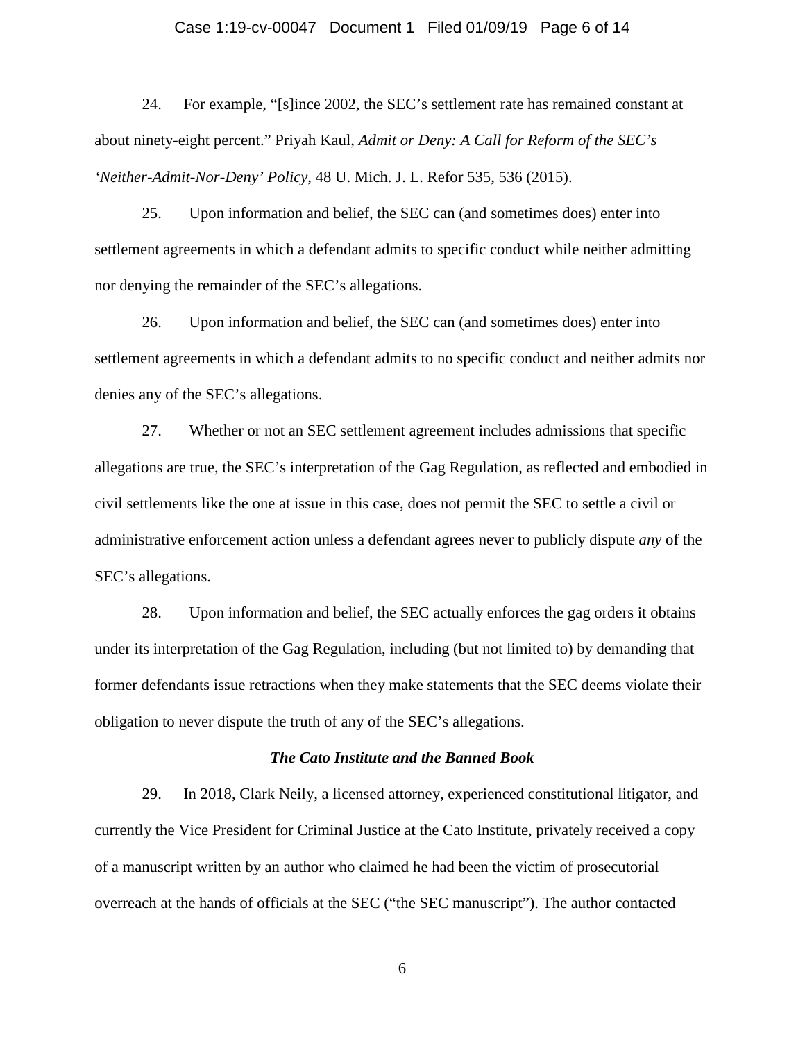24. For example, "[s]ince 2002, the SEC's settlement rate has remained constant at about ninety-eight percent." Priyah Kaul, *Admit or Deny: A Call for Reform of the SEC's 'Neither-Admit-Nor-Deny' Policy*, 48 U. Mich. J. L. Refor 535, 536 (2015).

25. Upon information and belief, the SEC can (and sometimes does) enter into settlement agreements in which a defendant admits to specific conduct while neither admitting nor denying the remainder of the SEC's allegations.

26. Upon information and belief, the SEC can (and sometimes does) enter into settlement agreements in which a defendant admits to no specific conduct and neither admits nor denies any of the SEC's allegations.

27. Whether or not an SEC settlement agreement includes admissions that specific allegations are true, the SEC's interpretation of the Gag Regulation, as reflected and embodied in civil settlements like the one at issue in this case, does not permit the SEC to settle a civil or administrative enforcement action unless a defendant agrees never to publicly dispute *any* of the SEC's allegations.

28. Upon information and belief, the SEC actually enforces the gag orders it obtains under its interpretation of the Gag Regulation, including (but not limited to) by demanding that former defendants issue retractions when they make statements that the SEC deems violate their obligation to never dispute the truth of any of the SEC's allegations.

### *The Cato Institute and the Banned Book*

29. In 2018, Clark Neily, a licensed attorney, experienced constitutional litigator, and currently the Vice President for Criminal Justice at the Cato Institute, privately received a copy of a manuscript written by an author who claimed he had been the victim of prosecutorial overreach at the hands of officials at the SEC ("the SEC manuscript"). The author contacted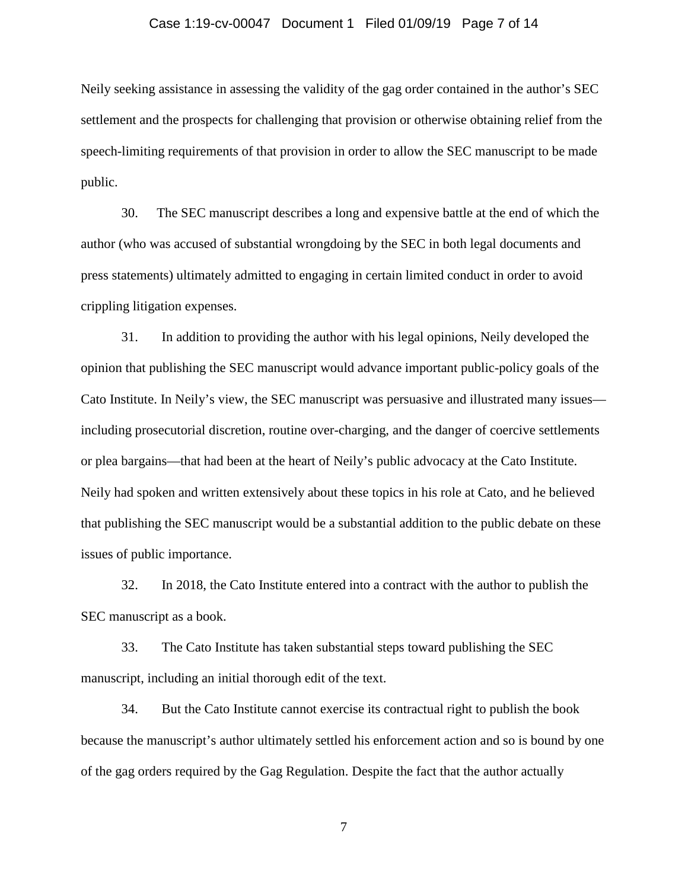Neily seeking assistance in assessing the validity of the gag order contained in the author's SEC settlement and the prospects for challenging that provision or otherwise obtaining relief from the speech-limiting requirements of that provision in order to allow the SEC manuscript to be made public.

30. The SEC manuscript describes a long and expensive battle at the end of which the author (who was accused of substantial wrongdoing by the SEC in both legal documents and press statements) ultimately admitted to engaging in certain limited conduct in order to avoid crippling litigation expenses.

31. In addition to providing the author with his legal opinions, Neily developed the opinion that publishing the SEC manuscript would advance important public-policy goals of the Cato Institute. In Neily's view, the SEC manuscript was persuasive and illustrated many issues—including prosecutorial discretion, routine over-charging, and the danger of coercive settlements or plea bargains—that had been at the heart of Neily's public advocacy at the Cato Institute. Neily had spoken and written extensively about these topics in his role at Cato, and he believed that publishing the SEC manuscript would be a substantial addition to the public debate on these issues of public importance.

32. In 2018, the Cato Institute entered into a contract with the author to publish the SEC manuscript as a book.

33. The Cato Institute has taken substantial steps toward publishing the SEC manuscript, including an initial thorough edit of the text.

34. But the Cato Institute cannot exercise its contractual right to publish the book because the manuscript's author ultimately settled his enforcement action and so is bound by one of the gag orders required by the Gag Regulation. Despite the fact that the author actually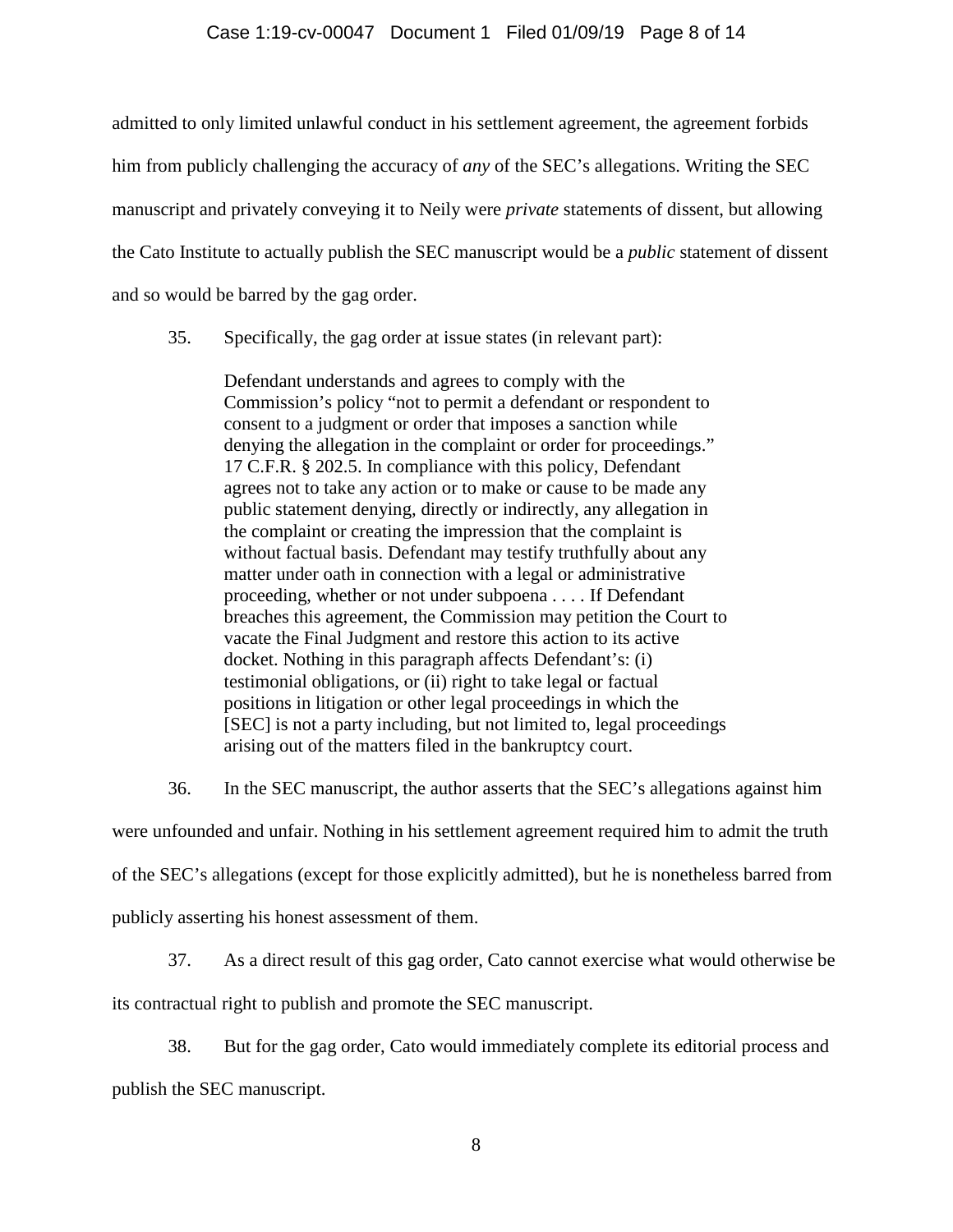admitted to only limited unlawful conduct in his settlement agreement, the agreement forbids him from publicly challenging the accuracy of *any* of the SEC's allegations. Writing the SEC manuscript and privately conveying it to Neily were *private* statements of dissent, but allowing the Cato Institute to actually publish the SEC manuscript would be a *public* statement of dissent and so would be barred by the gag order.

35. Specifically, the gag order at issue states (in relevant part):

> Defendant understands and agrees to comply with the Commission's policy "not to permit a defendant or respondent to consent to a judgment or order that imposes a sanction while denying the allegation in the complaint or order for proceedings." 17 C.F.R. § 202.5. In compliance with this policy, Defendant agrees not to take any action or to make or cause to be made any public statement denying, directly or indirectly, any allegation in the complaint or creating the impression that the complaint is without factual basis. Defendant may testify truthfully about any matter under oath in connection with a legal or administrative proceeding, whether or not under subpoena . . . . If Defendant breaches this agreement, the Commission may petition the Court to vacate the Final Judgment and restore this action to its active docket. Nothing in this paragraph affects Defendant's: (i) testimonial obligations, or (ii) right to take legal or factual positions in litigation or other legal proceedings in which the [SEC] is not a party including, but not limited to, legal proceedings arising out of the matters filed in the bankruptcy court.

36. In the SEC manuscript, the author asserts that the SEC's allegations against him were unfounded and unfair. Nothing in his settlement agreement required him to admit the truth of the SEC's allegations (except for those explicitly admitted), but he is nonetheless barred from publicly asserting his honest assessment of them.

37. As a direct result of this gag order, Cato cannot exercise what would otherwise be its contractual right to publish and promote the SEC manuscript.

38. But for the gag order, Cato would immediately complete its editorial process and publish the SEC manuscript.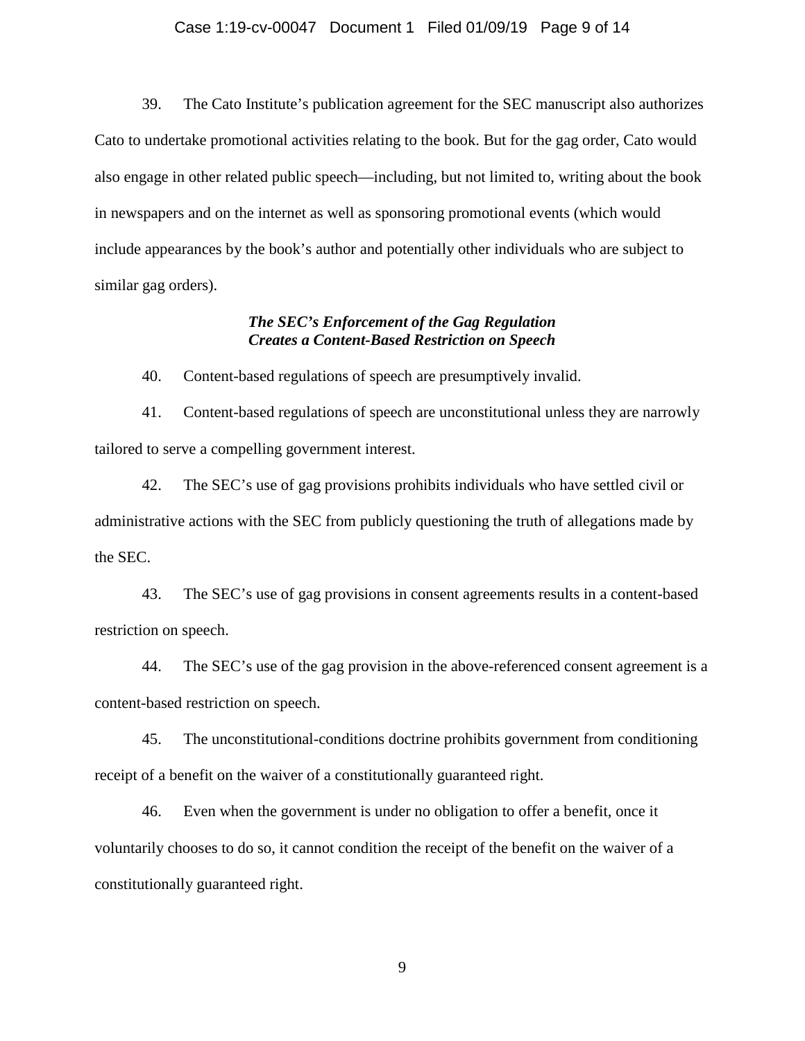39. The Cato Institute's publication agreement for the SEC manuscript also authorizes Cato to undertake promotional activities relating to the book. But for the gag order, Cato would also engage in other related public speech—including, but not limited to, writing about the book in newspapers and on the internet as well as sponsoring promotional events (which would include appearances by the book's author and potentially other individuals who are subject to similar gag orders).

***The SEC's Enforcement of the Gag Regulation Creates a Content-Based Restriction on Speech***

40. Content-based regulations of speech are presumptively invalid.

41. Content-based regulations of speech are unconstitutional unless they are narrowly tailored to serve a compelling government interest.

42. The SEC's use of gag provisions prohibits individuals who have settled civil or administrative actions with the SEC from publicly questioning the truth of allegations made by the SEC.

43. The SEC's use of gag provisions in consent agreements results in a content-based restriction on speech.

44. The SEC's use of the gag provision in the above-referenced consent agreement is a content-based restriction on speech.

45. The unconstitutional-conditions doctrine prohibits government from conditioning receipt of a benefit on the waiver of a constitutionally guaranteed right.

46. Even when the government is under no obligation to offer a benefit, once it voluntarily chooses to do so, it cannot condition the receipt of the benefit on the waiver of a constitutionally guaranteed right.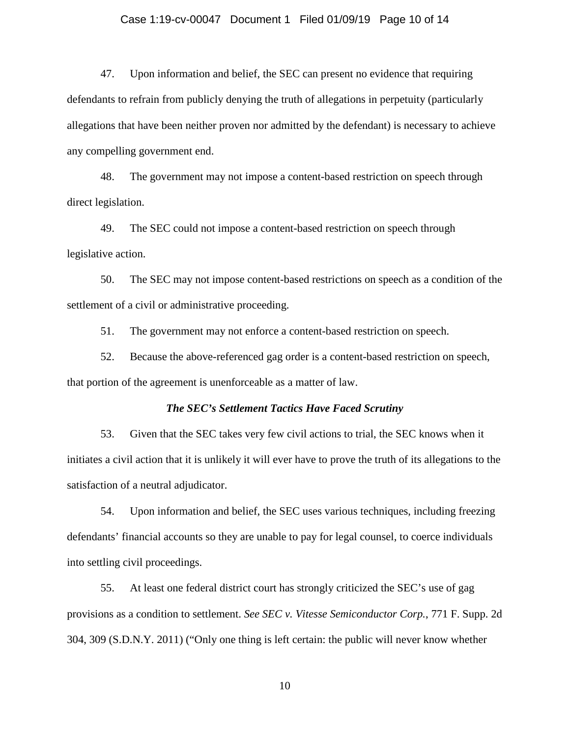47. Upon information and belief, the SEC can present no evidence that requiring defendants to refrain from publicly denying the truth of allegations in perpetuity (particularly allegations that have been neither proven nor admitted by the defendant) is necessary to achieve any compelling government end.

48. The government may not impose a content-based restriction on speech through direct legislation.

49. The SEC could not impose a content-based restriction on speech through legislative action.

50. The SEC may not impose content-based restrictions on speech as a condition of the settlement of a civil or administrative proceeding.

51. The government may not enforce a content-based restriction on speech.

52. Because the above-referenced gag order is a content-based restriction on speech, that portion of the agreement is unenforceable as a matter of law.

***The SEC's Settlement Tactics Have Faced Scrutiny***

53. Given that the SEC takes very few civil actions to trial, the SEC knows when it initiates a civil action that it is unlikely it will ever have to prove the truth of its allegations to the satisfaction of a neutral adjudicator.

54. Upon information and belief, the SEC uses various techniques, including freezing defendants' financial accounts so they are unable to pay for legal counsel, to coerce individuals into settling civil proceedings.

55. At least one federal district court has strongly criticized the SEC's use of gag provisions as a condition to settlement. *See SEC v. Vitesse Semiconductor Corp.*, 771 F. Supp. 2d 304, 309 (S.D.N.Y. 2011) ("Only one thing is left certain: the public will never know whether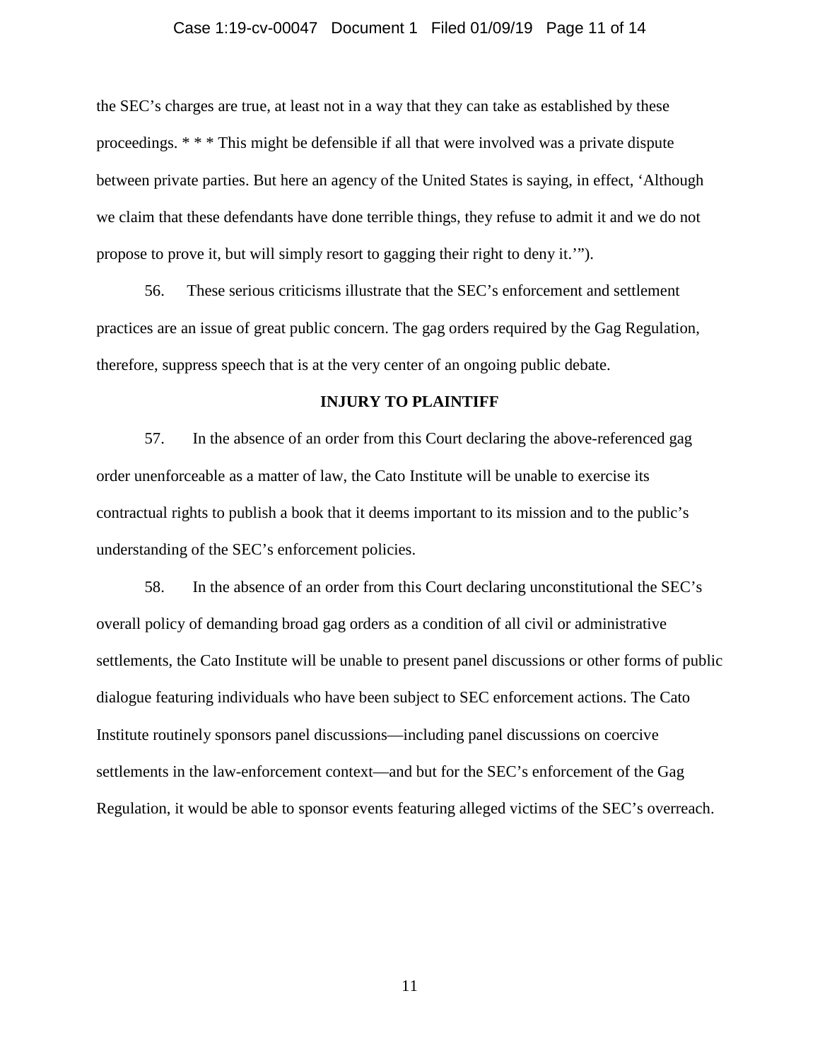the SEC's charges are true, at least not in a way that they can take as established by these proceedings. * * * This might be defensible if all that were involved was a private dispute between private parties. But here an agency of the United States is saying, in effect, 'Although we claim that these defendants have done terrible things, they refuse to admit it and we do not propose to prove it, but will simply resort to gagging their right to deny it.'").

56. These serious criticisms illustrate that the SEC's enforcement and settlement practices are an issue of great public concern. The gag orders required by the Gag Regulation, therefore, suppress speech that is at the very center of an ongoing public debate.

**INJURY TO PLAINTIFF**

57. In the absence of an order from this Court declaring the above-referenced gag order unenforceable as a matter of law, the Cato Institute will be unable to exercise its contractual rights to publish a book that it deems important to its mission and to the public's understanding of the SEC's enforcement policies.

58. In the absence of an order from this Court declaring unconstitutional the SEC's overall policy of demanding broad gag orders as a condition of all civil or administrative settlements, the Cato Institute will be unable to present panel discussions or other forms of public dialogue featuring individuals who have been subject to SEC enforcement actions. The Cato Institute routinely sponsors panel discussions—including panel discussions on coercive settlements in the law-enforcement context—and but for the SEC's enforcement of the Gag Regulation, it would be able to sponsor events featuring alleged victims of the SEC's overreach.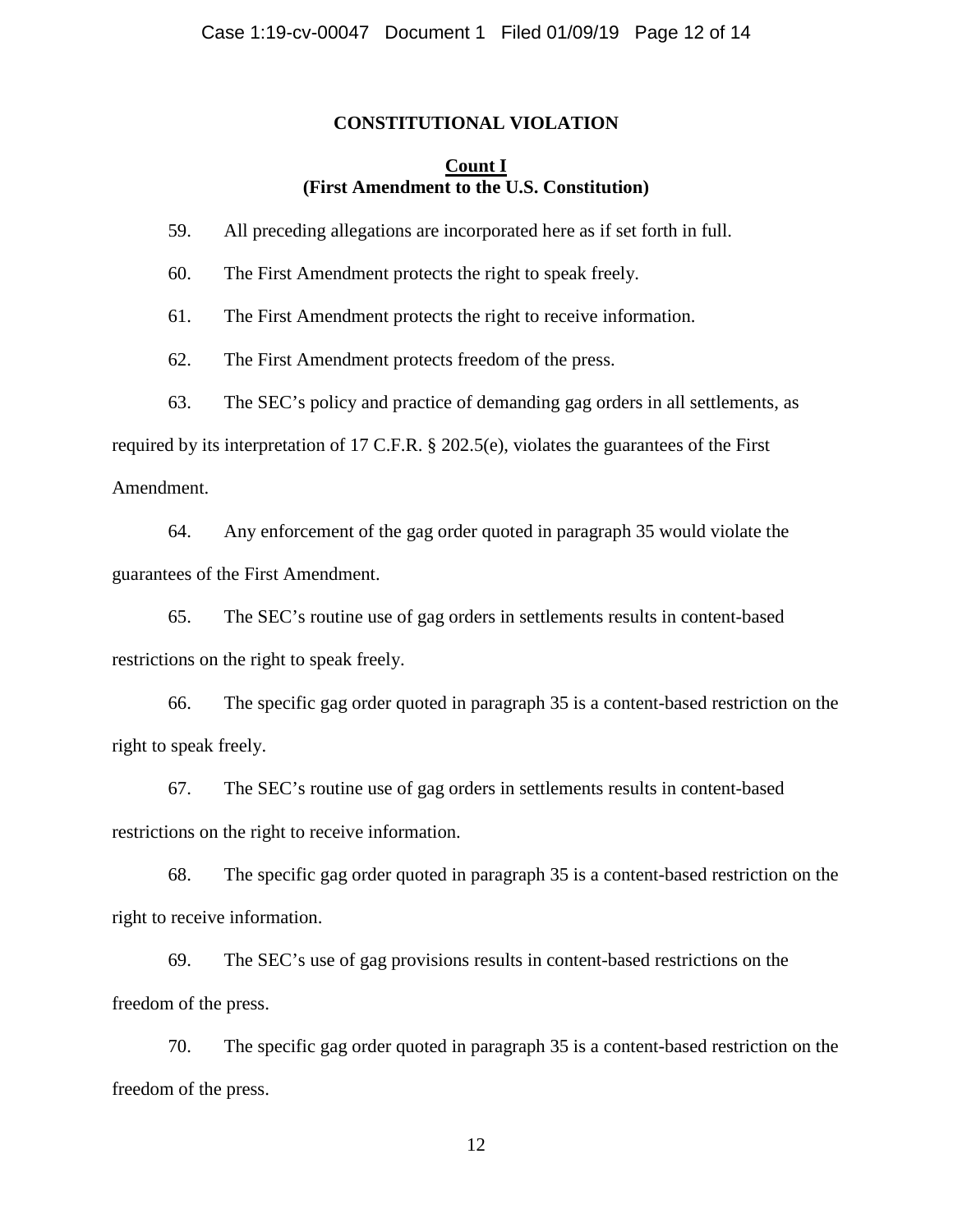## CONSTITUTIONAL VIOLATION

### Count I
**(First Amendment to the U.S. Constitution)**

59. All preceding allegations are incorporated here as if set forth in full.

60. The First Amendment protects the right to speak freely.

61. The First Amendment protects the right to receive information.

62. The First Amendment protects freedom of the press.

63. The SEC's policy and practice of demanding gag orders in all settlements, as required by its interpretation of 17 C.F.R. § 202.5(e), violates the guarantees of the First Amendment.

64. Any enforcement of the gag order quoted in paragraph 35 would violate the guarantees of the First Amendment.

65. The SEC's routine use of gag orders in settlements results in content-based restrictions on the right to speak freely.

66. The specific gag order quoted in paragraph 35 is a content-based restriction on the right to speak freely.

67. The SEC's routine use of gag orders in settlements results in content-based restrictions on the right to receive information.

68. The specific gag order quoted in paragraph 35 is a content-based restriction on the right to receive information.

69. The SEC's use of gag provisions results in content-based restrictions on the freedom of the press.

70. The specific gag order quoted in paragraph 35 is a content-based restriction on the freedom of the press.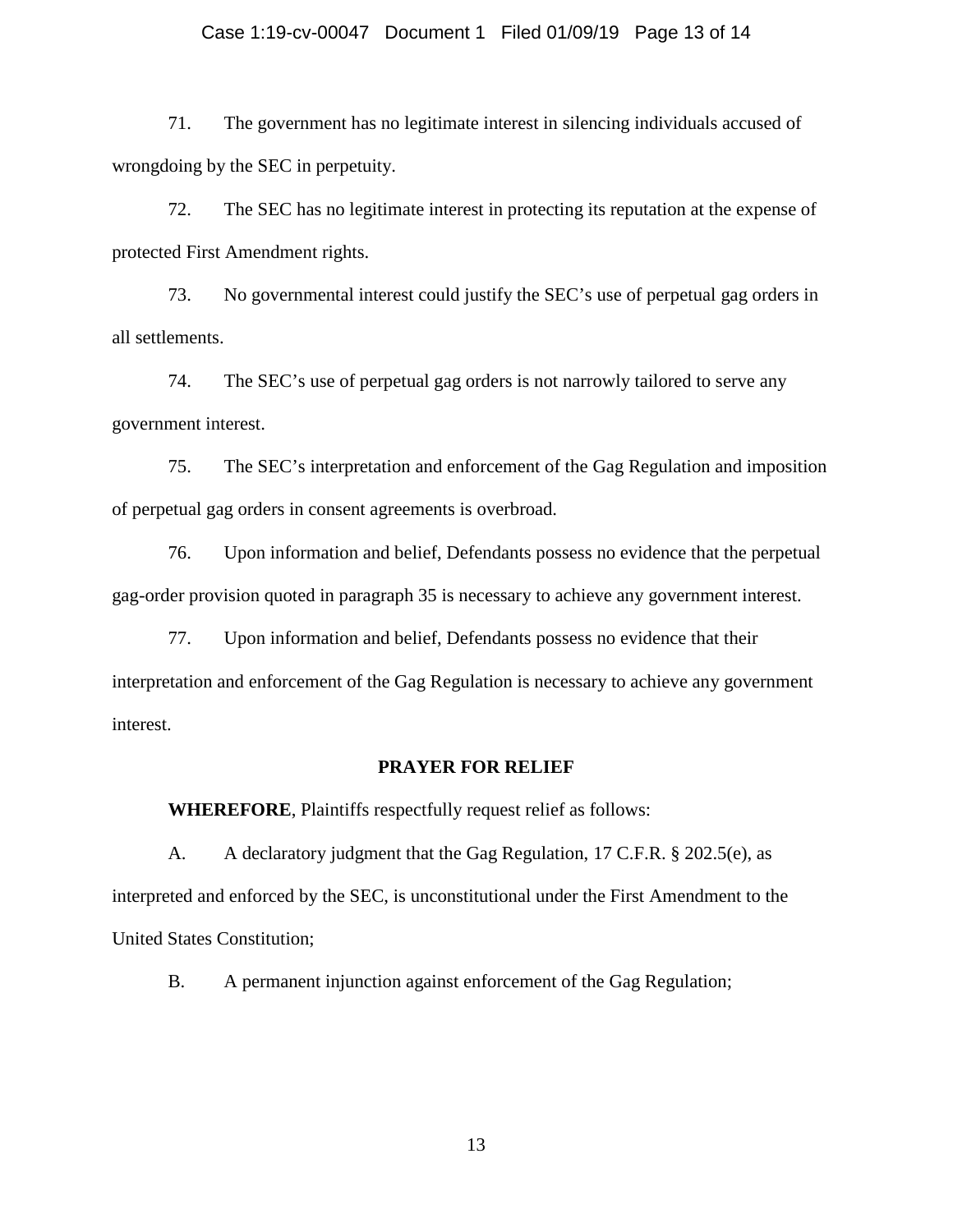71. The government has no legitimate interest in silencing individuals accused of wrongdoing by the SEC in perpetuity.

72. The SEC has no legitimate interest in protecting its reputation at the expense of protected First Amendment rights.

73. No governmental interest could justify the SEC's use of perpetual gag orders in all settlements.

74. The SEC's use of perpetual gag orders is not narrowly tailored to serve any government interest.

75. The SEC's interpretation and enforcement of the Gag Regulation and imposition of perpetual gag orders in consent agreements is overbroad.

76. Upon information and belief, Defendants possess no evidence that the perpetual gag-order provision quoted in paragraph 35 is necessary to achieve any government interest.

77. Upon information and belief, Defendants possess no evidence that their interpretation and enforcement of the Gag Regulation is necessary to achieve any government interest.

## PRAYER FOR RELIEF

**WHEREFORE**, Plaintiffs respectfully request relief as follows:

A. A declaratory judgment that the Gag Regulation, 17 C.F.R. § 202.5(e), as interpreted and enforced by the SEC, is unconstitutional under the First Amendment to the United States Constitution;

B. A permanent injunction against enforcement of the Gag Regulation;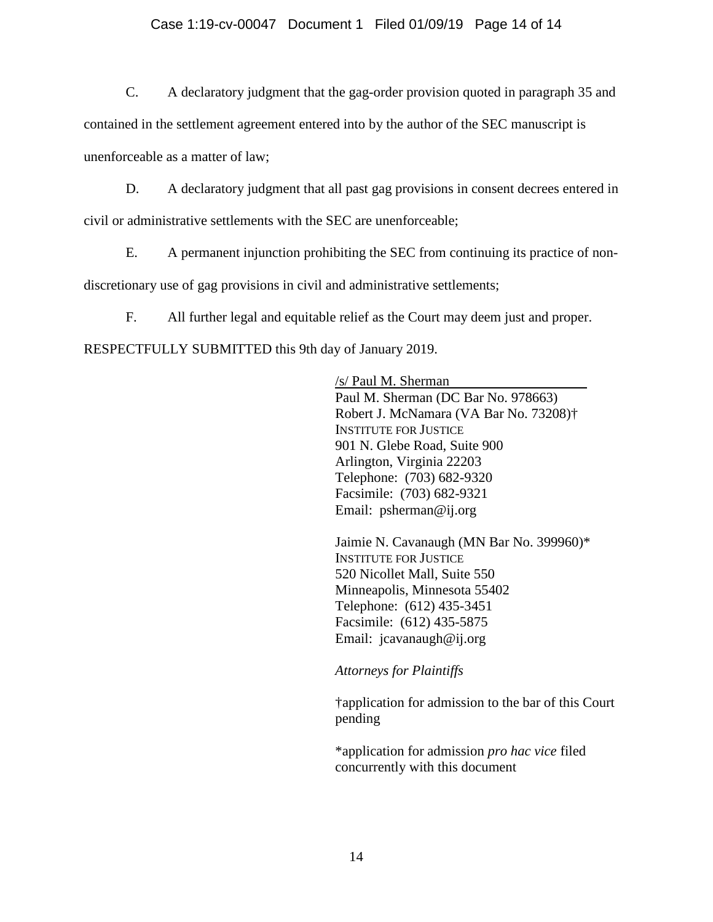C. A declaratory judgment that the gag-order provision quoted in paragraph 35 and contained in the settlement agreement entered into by the author of the SEC manuscript is unenforceable as a matter of law;

D. A declaratory judgment that all past gag provisions in consent decrees entered in civil or administrative settlements with the SEC are unenforceable;

E. A permanent injunction prohibiting the SEC from continuing its practice of non-discretionary use of gag provisions in civil and administrative settlements;

F. All further legal and equitable relief as the Court may deem just and proper.

RESPECTFULLY SUBMITTED this 9th day of January 2019.

/s/ Paul M. Sherman
Paul M. Sherman (DC Bar No. 978663)
Robert J. McNamara (VA Bar No. 73208)†
INSTITUTE FOR JUSTICE
901 N. Glebe Road, Suite 900
Arlington, Virginia 22203
Telephone: (703) 682-9320
Facsimile: (703) 682-9321
Email: psherman@ij.org

Jaimie N. Cavanaugh (MN Bar No. 399960)*
INSTITUTE FOR JUSTICE
520 Nicollet Mall, Suite 550
Minneapolis, Minnesota 55402
Telephone: (612) 435-3451
Facsimile: (612) 435-5875
Email: jcavanaugh@ij.org

*Attorneys for Plaintiffs*

†application for admission to the bar of this Court pending

*application for admission *pro hac vice* filed concurrently with this document